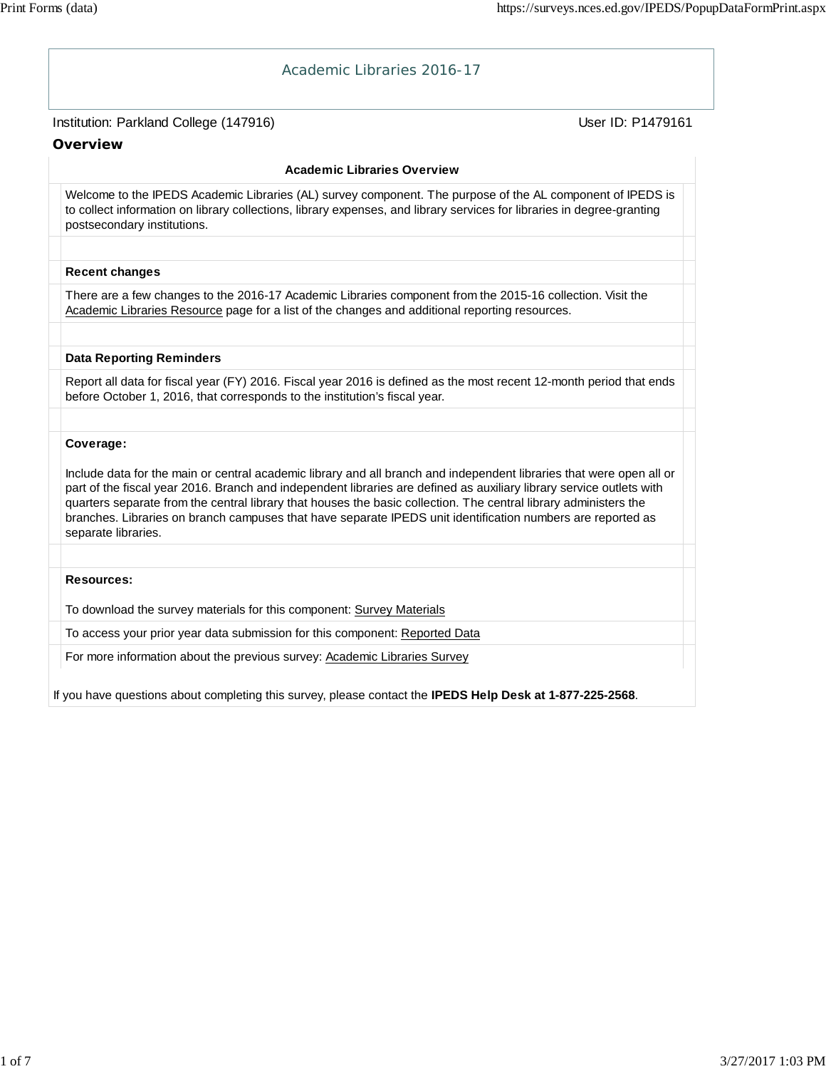# Academic Libraries 2016-17

Institution: Parkland College (147916)

User ID: P1479161

## Overview

### Academic Libraries Overview

Welcome to the IPEDS Academic Libraries (AL) survey component. The purpose of the AL component of IPEDS is to collect information on library collections, library expenses, and library services for libraries in degree-granting postsecondary institutions.

**Recent changes**

There are a few changes to the 2016-17 Academic Libraries component from the 2015-16 collection. Visit the Academic Libraries Resource page for a list of the changes and additional reporting resources.

**Data Reporting Reminders**

Report all data for fiscal year (FY) 2016. Fiscal year 2016 is defined as the most recent 12-month period that ends before October 1, 2016, that corresponds to the institution's fiscal year.

**Coverage:**

Include data for the main or central academic library and all branch and independent libraries that were open all or part of the fiscal year 2016. Branch and independent libraries are defined as auxiliary library service outlets with quarters separate from the central library that houses the basic collection. The central library administers the branches. Libraries on branch campuses that have separate IPEDS unit identification numbers are reported as separate libraries.

**Resources:**

To download the survey materials for this component: Survey Materials

To access your prior year data submission for this component: Reported Data

For more information about the previous survey: Academic Libraries Survey

If you have questions about completing this survey, please contact the **IPEDS Help Desk at 1-877-225-2568**.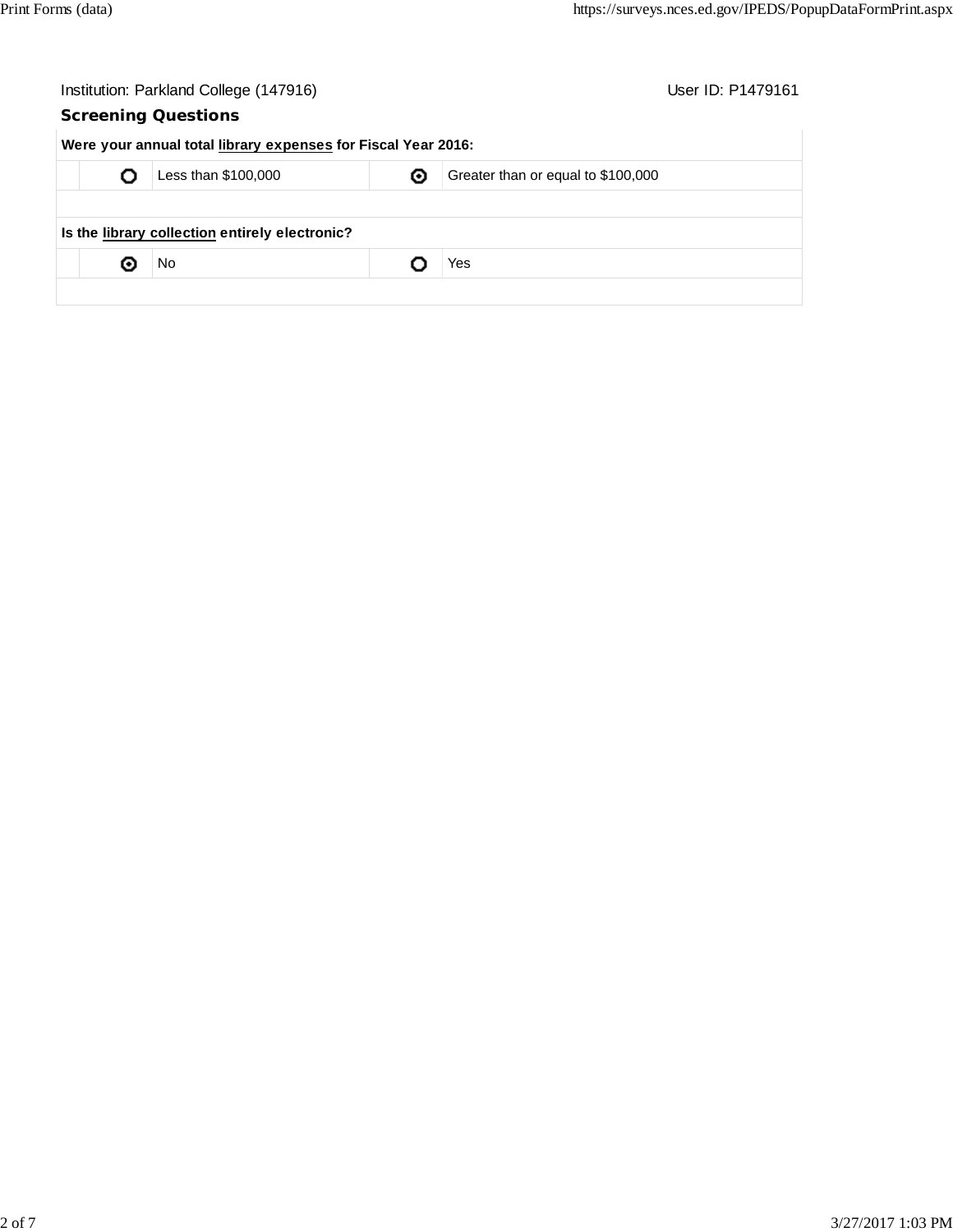Institution: Parkland College (147916) User ID: P1479161

## Screening Questions

| Were your annual total library expenses for Fiscal Year 2016: | | | |
| --- | --- | --- | --- |
| ○ | Less than $100,000 | ◉ | Greater than or equal to $100,000 |

| Is the library collection entirely electronic? | | | |
| --- | --- | --- | --- |
| ◉ | No | ○ | Yes |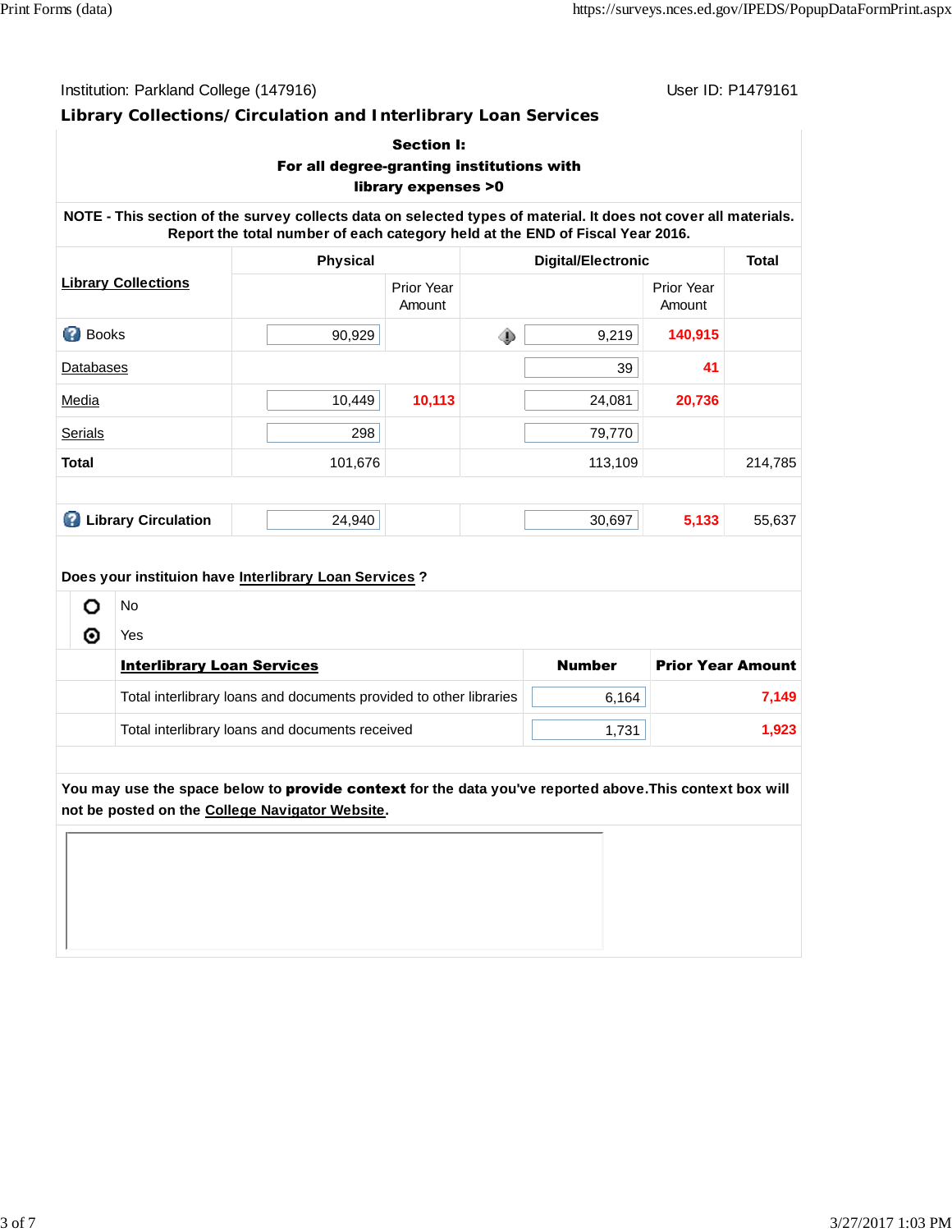Institution: Parkland College (147916) User ID: P1479161

## Library Collections/ Circulation and Interlibrary Loan Services

**Section I:**
**For all degree-granting institutions with library expenses >0**

**NOTE - This section of the survey collects data on selected types of material. It does not cover all materials. Report the total number of each category held at the END of Fiscal Year 2016.**

| Library Collections | Physical | | Digital/Electronic | | Total |
|---|---|---|---|---|---|
| | | Prior Year Amount | | Prior Year Amount | |
| Books | 90,929 | | 9,219 | 140,915 | |
| Databases | | | 39 | 41 | |
| Media | 10,449 | 10,113 | 24,081 | 20,736 | |
| Serials | 298 | | 79,770 | | |
| **Total** | 101,676 | | 113,109 | | 214,785 |
| **Library Circulation** | 24,940 | | 30,697 | 5,133 | 55,637 |

**Does your instituion have Interlibrary Loan Services ?**

- ○ No
- ◉ Yes

| Interlibrary Loan Services | Number | Prior Year Amount |
|---|---|---|
| Total interlibrary loans and documents provided to other libraries | 6,164 | 7,149 |
| Total interlibrary loans and documents received | 1,731 | 1,923 |

You may use the space below to **provide context** for the data you've reported above.This context box will not be posted on the College Navigator Website.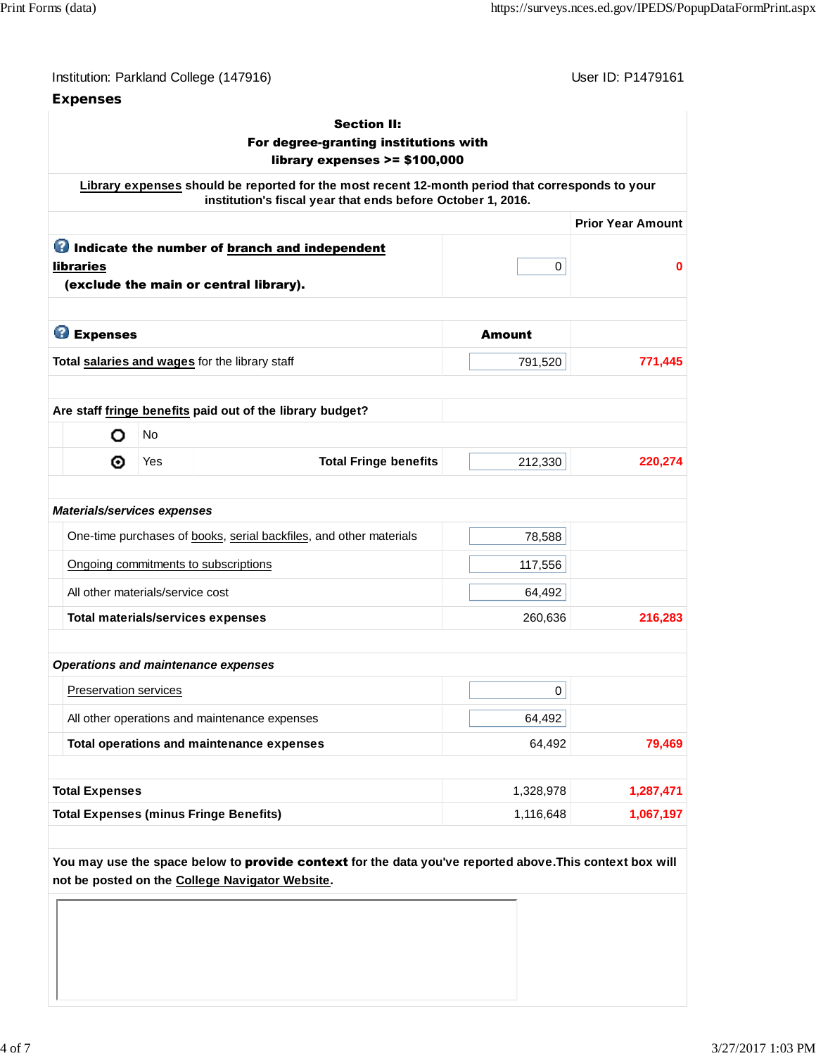Institution: Parkland College (147916) User ID: P1479161

## Expenses

**Section II:**
**For degree-granting institutions with library expenses >= $100,000**

**Library expenses should be reported for the most recent 12-month period that corresponds to your institution's fiscal year that ends before October 1, 2016.**

| | | Prior Year Amount |
|---|---|---|
| **Indicate the number of branch and independent libraries (exclude the main or central library).** | 0 | 0 |
| **Expenses** | **Amount** | |
| Total salaries and wages for the library staff | 791,520 | 771,445 |
| **Are staff fringe benefits paid out of the library budget?** | | |
| ○ No | | |
| ⦿ Yes — **Total Fringe benefits** | 212,330 | 220,274 |
| ***Materials/services expenses*** | | |
| One-time purchases of books, serial backfiles, and other materials | 78,588 | |
| Ongoing commitments to subscriptions | 117,556 | |
| All other materials/service cost | 64,492 | |
| **Total materials/services expenses** | 260,636 | 216,283 |
| ***Operations and maintenance expenses*** | | |
| Preservation services | 0 | |
| All other operations and maintenance expenses | 64,492 | |
| **Total operations and maintenance expenses** | 64,492 | 79,469 |
| **Total Expenses** | 1,328,978 | 1,287,471 |
| **Total Expenses (minus Fringe Benefits)** | 1,116,648 | 1,067,197 |

You may use the space below to **provide context** for the data you've reported above. This context box will not be posted on the College Navigator Website.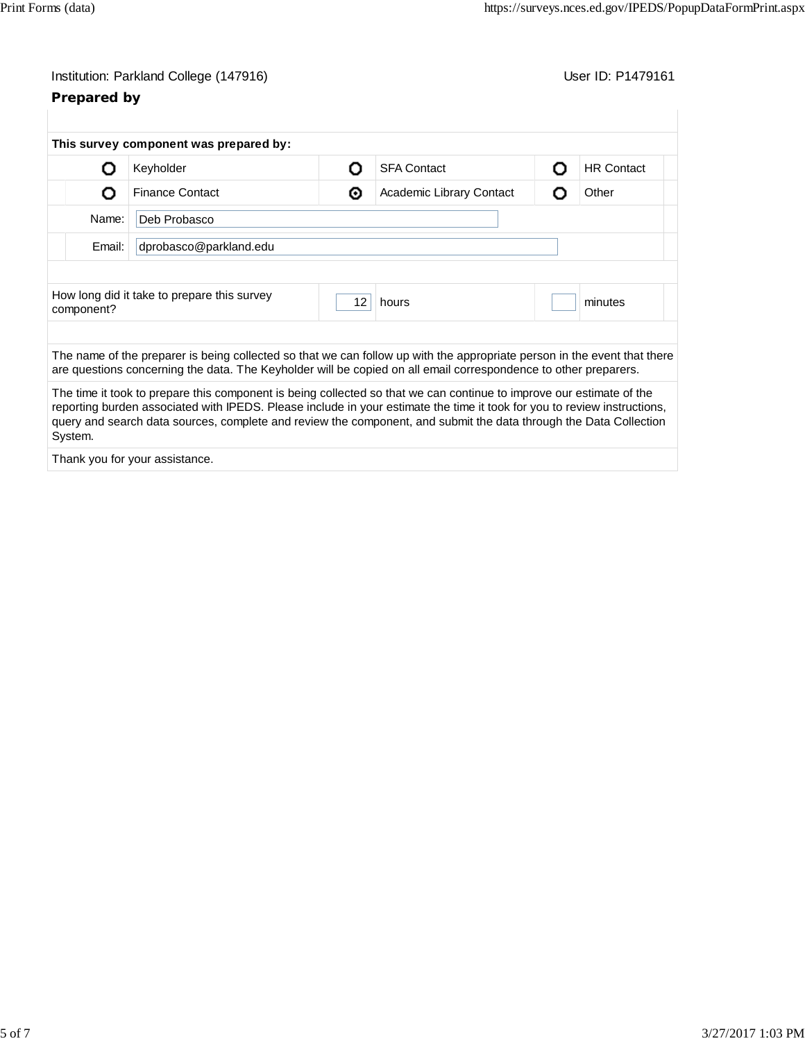Institution: Parkland College (147916) User ID: P1479161

## Prepared by

**This survey component was prepared by:**

| | | | | | |
|---|---|---|---|---|---|
| ○ | Keyholder | ○ | SFA Contact | ○ | HR Contact |
| ○ | Finance Contact | ◉ | Academic Library Contact | ○ | Other |

Name: Deb Probasco

Email: dprobasco@parkland.edu

| How long did it take to prepare this survey component? | 12 | hours | | minutes |
|---|---|---|---|---|

The name of the preparer is being collected so that we can follow up with the appropriate person in the event that there are questions concerning the data. The Keyholder will be copied on all email correspondence to other preparers.

The time it took to prepare this component is being collected so that we can continue to improve our estimate of the reporting burden associated with IPEDS. Please include in your estimate the time it took for you to review instructions, query and search data sources, complete and review the component, and submit the data through the Data Collection System.

Thank you for your assistance.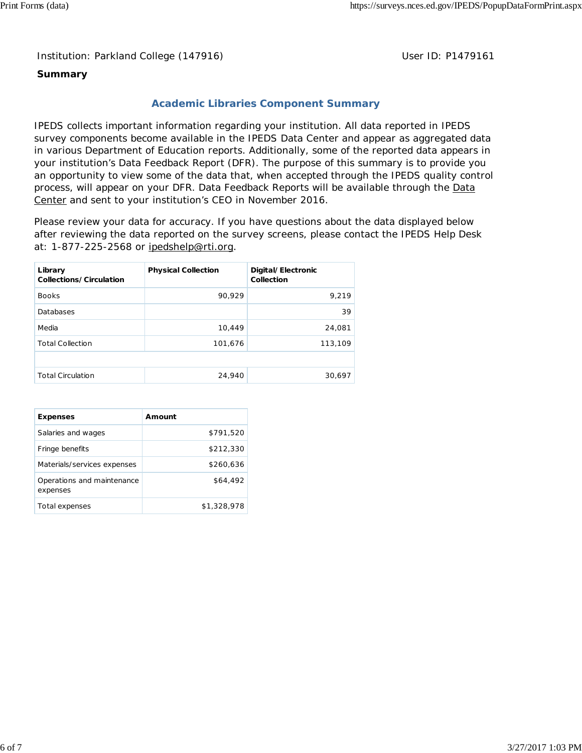Institution: Parkland College (147916) User ID: P1479161

**Summary**

## Academic Libraries Component Summary

IPEDS collects important information regarding your institution. All data reported in IPEDS survey components become available in the IPEDS Data Center and appear as aggregated data in various Department of Education reports. Additionally, some of the reported data appears in your institution's Data Feedback Report (DFR). The purpose of this summary is to provide you an opportunity to view some of the data that, when accepted through the IPEDS quality control process, will appear on your DFR. Data Feedback Reports will be available through the Data Center and sent to your institution's CEO in November 2016.

Please review your data for accuracy. If you have questions about the data displayed below after reviewing the data reported on the survey screens, please contact the IPEDS Help Desk at: 1-877-225-2568 or ipedshelp@rti.org.

| Library Collections/Circulation | Physical Collection | Digital/Electronic Collection |
|---|---|---|
| Books | 90,929 | 9,219 |
| Databases | | 39 |
| Media | 10,449 | 24,081 |
| Total Collection | 101,676 | 113,109 |
| | | |
| Total Circulation | 24,940 | 30,697 |

| Expenses | Amount |
|---|---|
| Salaries and wages | $791,520 |
| Fringe benefits | $212,330 |
| Materials/services expenses | $260,636 |
| Operations and maintenance expenses | $64,492 |
| Total expenses | $1,328,978 |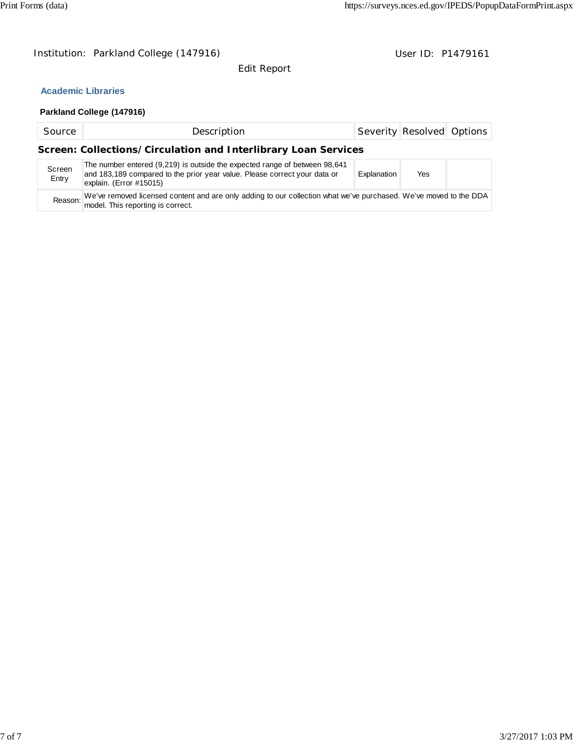Institution: Parkland College (147916)

User ID: P1479161

Edit Report

## Academic Libraries

**Parkland College (147916)**

| Source | Description | Severity | Resolved | Options |
|---|---|---|---|---|
| **Screen: Collections/Circulation and Interlibrary Loan Services** | | | | |
| Screen Entry | The number entered (9,219) is outside the expected range of between 98,641 and 183,189 compared to the prior year value. Please correct your data or explain. (Error #15015) | Explanation | Yes | |
| Reason: | We've removed licensed content and are only adding to our collection what we've purchased. We've moved to the DDA model. This reporting is correct. | | | |